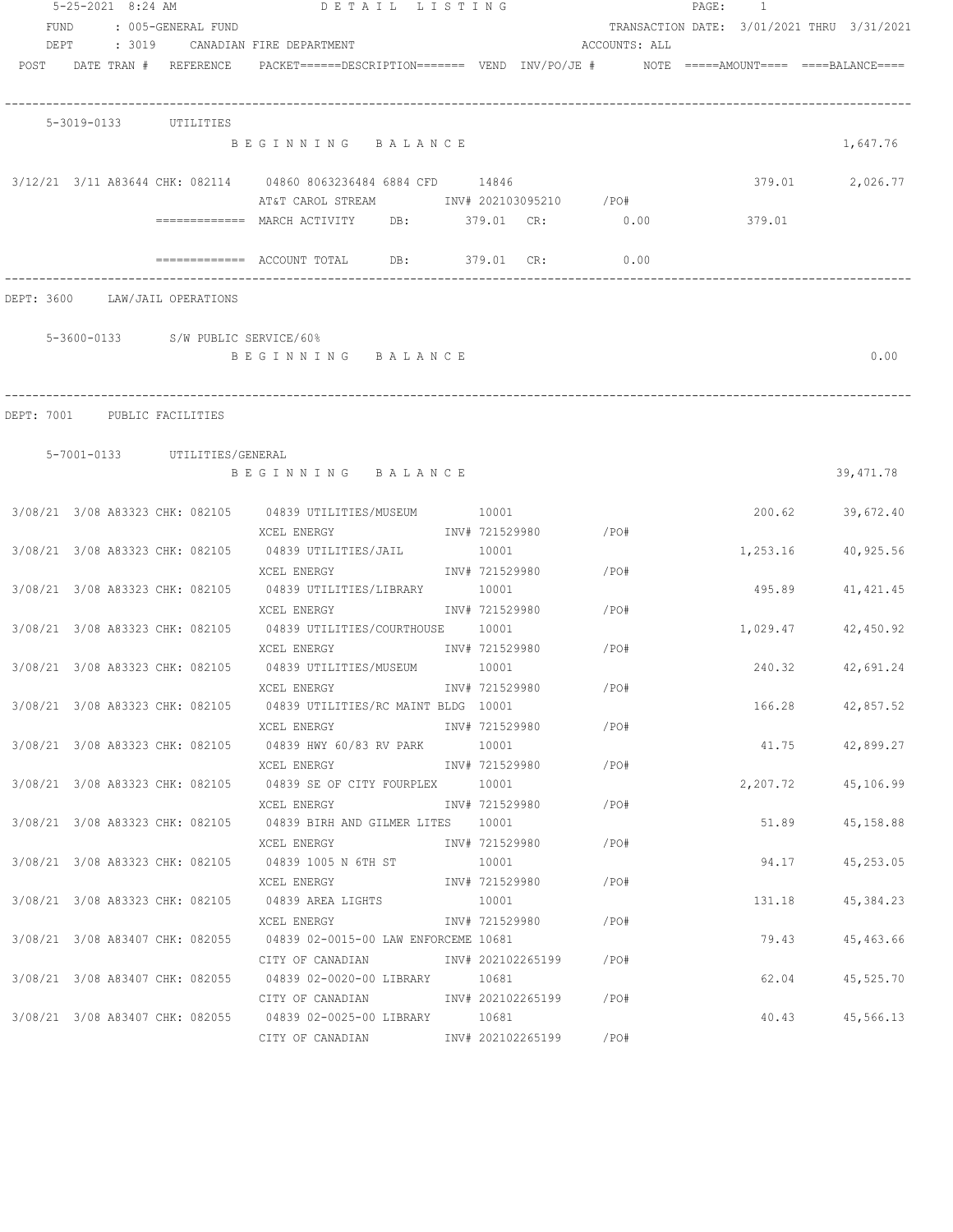5-25-2021 8:24 AM DETAIL LISTING PAGE: 1

FUND : 005-GENERAL FUND TRANSACTION DATE: 3/01/2021 THRU 3/31/2021

DEPT : 3019 CANADIAN FIRE DEPARTMENT ACCOUNTS: ALL

| POST | DATE | TRAN # | REFERENCE | PACKET======DESCRIPTION======= | VEND | INV/PO/JE # | NOTE | =====AMOUNT==== | ====BALANCE==== |
|---|---|---|---|---|---|---|---|---|---|

**5-3019-0133 UTILITIES**

BEGINNING BALANCE 1,647.76

| POST | DATE | TRAN # | REFERENCE | DESCRIPTION | VEND | INV/PO/JE # | AMOUNT | BALANCE |
|---|---|---|---|---|---|---|---|---|
| 3/12/21 | 3/11 | A83644 | CHK: 082114 | 04860 8063236484 6884 CFD / AT&T CAROL STREAM | 14846 | INV# 202103095210 /PO# | 379.01 | 2,026.77 |

============= MARCH ACTIVITY DB: 379.01 CR: 0.00 379.01

============= ACCOUNT TOTAL DB: 379.01 CR: 0.00

DEPT: 3600 LAW/JAIL OPERATIONS

**5-3600-0133 S/W PUBLIC SERVICE/60%**

BEGINNING BALANCE 0.00

DEPT: 7001 PUBLIC FACILITIES

**5-7001-0133 UTILITIES/GENERAL**

BEGINNING BALANCE 39,471.78

| POST | DATE | TRAN # | REFERENCE | DESCRIPTION | VEND | INV/PO/JE # | AMOUNT | BALANCE |
|---|---|---|---|---|---|---|---|---|
| 3/08/21 | 3/08 | A83323 | CHK: 082105 | 04839 UTILITIES/MUSEUM / XCEL ENERGY | 10001 | INV# 721529980 /PO# | 200.62 | 39,672.40 |
| 3/08/21 | 3/08 | A83323 | CHK: 082105 | 04839 UTILITIES/JAIL / XCEL ENERGY | 10001 | INV# 721529980 /PO# | 1,253.16 | 40,925.56 |
| 3/08/21 | 3/08 | A83323 | CHK: 082105 | 04839 UTILITIES/LIBRARY / XCEL ENERGY | 10001 | INV# 721529980 /PO# | 495.89 | 41,421.45 |
| 3/08/21 | 3/08 | A83323 | CHK: 082105 | 04839 UTILITIES/COURTHOUSE / XCEL ENERGY | 10001 | INV# 721529980 /PO# | 1,029.47 | 42,450.92 |
| 3/08/21 | 3/08 | A83323 | CHK: 082105 | 04839 UTILITIES/MUSEUM / XCEL ENERGY | 10001 | INV# 721529980 /PO# | 240.32 | 42,691.24 |
| 3/08/21 | 3/08 | A83323 | CHK: 082105 | 04839 UTILITIES/RC MAINT BLDG / XCEL ENERGY | 10001 | INV# 721529980 /PO# | 166.28 | 42,857.52 |
| 3/08/21 | 3/08 | A83323 | CHK: 082105 | 04839 HWY 60/83 RV PARK / XCEL ENERGY | 10001 | INV# 721529980 /PO# | 41.75 | 42,899.27 |
| 3/08/21 | 3/08 | A83323 | CHK: 082105 | 04839 SE OF CITY FOURPLEX / XCEL ENERGY | 10001 | INV# 721529980 /PO# | 2,207.72 | 45,106.99 |
| 3/08/21 | 3/08 | A83323 | CHK: 082105 | 04839 BIRH AND GILMER LITES / XCEL ENERGY | 10001 | INV# 721529980 /PO# | 51.89 | 45,158.88 |
| 3/08/21 | 3/08 | A83323 | CHK: 082105 | 04839 1005 N 6TH ST / XCEL ENERGY | 10001 | INV# 721529980 /PO# | 94.17 | 45,253.05 |
| 3/08/21 | 3/08 | A83323 | CHK: 082105 | 04839 AREA LIGHTS / XCEL ENERGY | 10001 | INV# 721529980 /PO# | 131.18 | 45,384.23 |
| 3/08/21 | 3/08 | A83407 | CHK: 082055 | 04839 02-0015-00 LAW ENFORCEME / CITY OF CANADIAN | 10681 | INV# 202102265199 /PO# | 79.43 | 45,463.66 |
| 3/08/21 | 3/08 | A83407 | CHK: 082055 | 04839 02-0020-00 LIBRARY / CITY OF CANADIAN | 10681 | INV# 202102265199 /PO# | 62.04 | 45,525.70 |
| 3/08/21 | 3/08 | A83407 | CHK: 082055 | 04839 02-0025-00 LIBRARY / CITY OF CANADIAN | 10681 | INV# 202102265199 /PO# | 40.43 | 45,566.13 |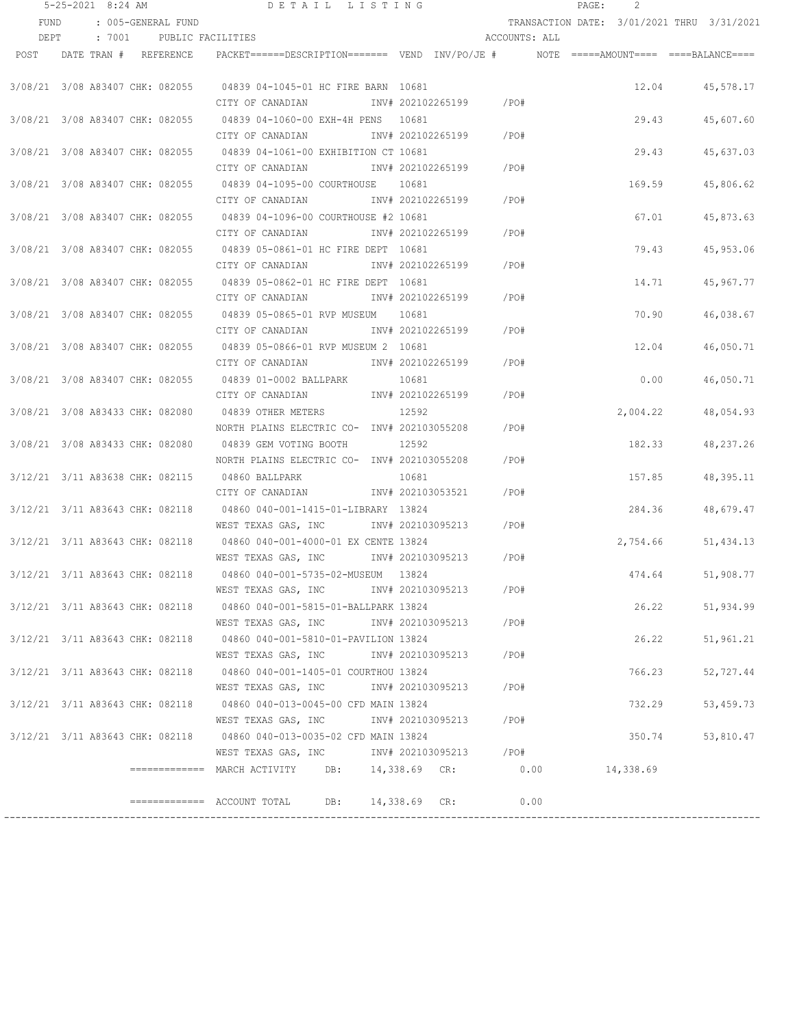5-25-2021 8:24 AM — DETAIL LISTING

FUND : 005-GENERAL FUND — TRANSACTION DATE: 3/01/2021 THRU 3/31/2021

DEPT : 7001 PUBLIC FACILITIES — ACCOUNTS: ALL

| POST | DATE | TRAN # | REFERENCE | PACKET======DESCRIPTION======= | VEND | INV/PO/JE # | NOTE | =====AMOUNT==== | ====BALANCE==== |
|---|---|---|---|---|---|---|---|---|---|
| 3/08/21 | 3/08 | A83407 | CHK: 082055 | 04839 04-1045-01 HC FIRE BARN<br>CITY OF CANADIAN | 10681 | INV# 202102265199 /PO# | | 12.04 | 45,578.17 |
| 3/08/21 | 3/08 | A83407 | CHK: 082055 | 04839 04-1060-00 EXH-4H PENS<br>CITY OF CANADIAN | 10681 | INV# 202102265199 /PO# | | 29.43 | 45,607.60 |
| 3/08/21 | 3/08 | A83407 | CHK: 082055 | 04839 04-1061-00 EXHIBITION CT<br>CITY OF CANADIAN | 10681 | INV# 202102265199 /PO# | | 29.43 | 45,637.03 |
| 3/08/21 | 3/08 | A83407 | CHK: 082055 | 04839 04-1095-00 COURTHOUSE<br>CITY OF CANADIAN | 10681 | INV# 202102265199 /PO# | | 169.59 | 45,806.62 |
| 3/08/21 | 3/08 | A83407 | CHK: 082055 | 04839 04-1096-00 COURTHOUSE #2<br>CITY OF CANADIAN | 10681 | INV# 202102265199 /PO# | | 67.01 | 45,873.63 |
| 3/08/21 | 3/08 | A83407 | CHK: 082055 | 04839 05-0861-01 HC FIRE DEPT<br>CITY OF CANADIAN | 10681 | INV# 202102265199 /PO# | | 79.43 | 45,953.06 |
| 3/08/21 | 3/08 | A83407 | CHK: 082055 | 04839 05-0862-01 HC FIRE DEPT<br>CITY OF CANADIAN | 10681 | INV# 202102265199 /PO# | | 14.71 | 45,967.77 |
| 3/08/21 | 3/08 | A83407 | CHK: 082055 | 04839 05-0865-01 RVP MUSEUM<br>CITY OF CANADIAN | 10681 | INV# 202102265199 /PO# | | 70.90 | 46,038.67 |
| 3/08/21 | 3/08 | A83407 | CHK: 082055 | 04839 05-0866-01 RVP MUSEUM 2<br>CITY OF CANADIAN | 10681 | INV# 202102265199 /PO# | | 12.04 | 46,050.71 |
| 3/08/21 | 3/08 | A83407 | CHK: 082055 | 04839 01-0002 BALLPARK<br>CITY OF CANADIAN | 10681 | INV# 202102265199 /PO# | | 0.00 | 46,050.71 |
| 3/08/21 | 3/08 | A83433 | CHK: 082080 | 04839 OTHER METERS<br>NORTH PLAINS ELECTRIC CO- | 12592 | INV# 202103055208 /PO# | | 2,004.22 | 48,054.93 |
| 3/08/21 | 3/08 | A83433 | CHK: 082080 | 04839 GEM VOTING BOOTH<br>NORTH PLAINS ELECTRIC CO- | 12592 | INV# 202103055208 /PO# | | 182.33 | 48,237.26 |
| 3/12/21 | 3/11 | A83638 | CHK: 082115 | 04860 BALLPARK<br>CITY OF CANADIAN | 10681 | INV# 202103053521 /PO# | | 157.85 | 48,395.11 |
| 3/12/21 | 3/11 | A83643 | CHK: 082118 | 04860 040-001-1415-01-LIBRARY<br>WEST TEXAS GAS, INC | 13824 | INV# 202103095213 /PO# | | 284.36 | 48,679.47 |
| 3/12/21 | 3/11 | A83643 | CHK: 082118 | 04860 040-001-4000-01 EX CENTE<br>WEST TEXAS GAS, INC | 13824 | INV# 202103095213 /PO# | | 2,754.66 | 51,434.13 |
| 3/12/21 | 3/11 | A83643 | CHK: 082118 | 04860 040-001-5735-02-MUSEUM<br>WEST TEXAS GAS, INC | 13824 | INV# 202103095213 /PO# | | 474.64 | 51,908.77 |
| 3/12/21 | 3/11 | A83643 | CHK: 082118 | 04860 040-001-5815-01-BALLPARK<br>WEST TEXAS GAS, INC | 13824 | INV# 202103095213 /PO# | | 26.22 | 51,934.99 |
| 3/12/21 | 3/11 | A83643 | CHK: 082118 | 04860 040-001-5810-01-PAVILION<br>WEST TEXAS GAS, INC | 13824 | INV# 202103095213 /PO# | | 26.22 | 51,961.21 |
| 3/12/21 | 3/11 | A83643 | CHK: 082118 | 04860 040-001-1405-01 COURTHOU<br>WEST TEXAS GAS, INC | 13824 | INV# 202103095213 /PO# | | 766.23 | 52,727.44 |
| 3/12/21 | 3/11 | A83643 | CHK: 082118 | 04860 040-013-0045-00 CFD MAIN<br>WEST TEXAS GAS, INC | 13824 | INV# 202103095213 /PO# | | 732.29 | 53,459.73 |
| 3/12/21 | 3/11 | A83643 | CHK: 082118 | 04860 040-013-0035-02 CFD MAIN<br>WEST TEXAS GAS, INC | 13824 | INV# 202103095213 /PO# | | 350.74 | 53,810.47 |

============= MARCH ACTIVITY DB: 14,338.69 CR: 0.00 14,338.69

============= ACCOUNT TOTAL DB: 14,338.69 CR: 0.00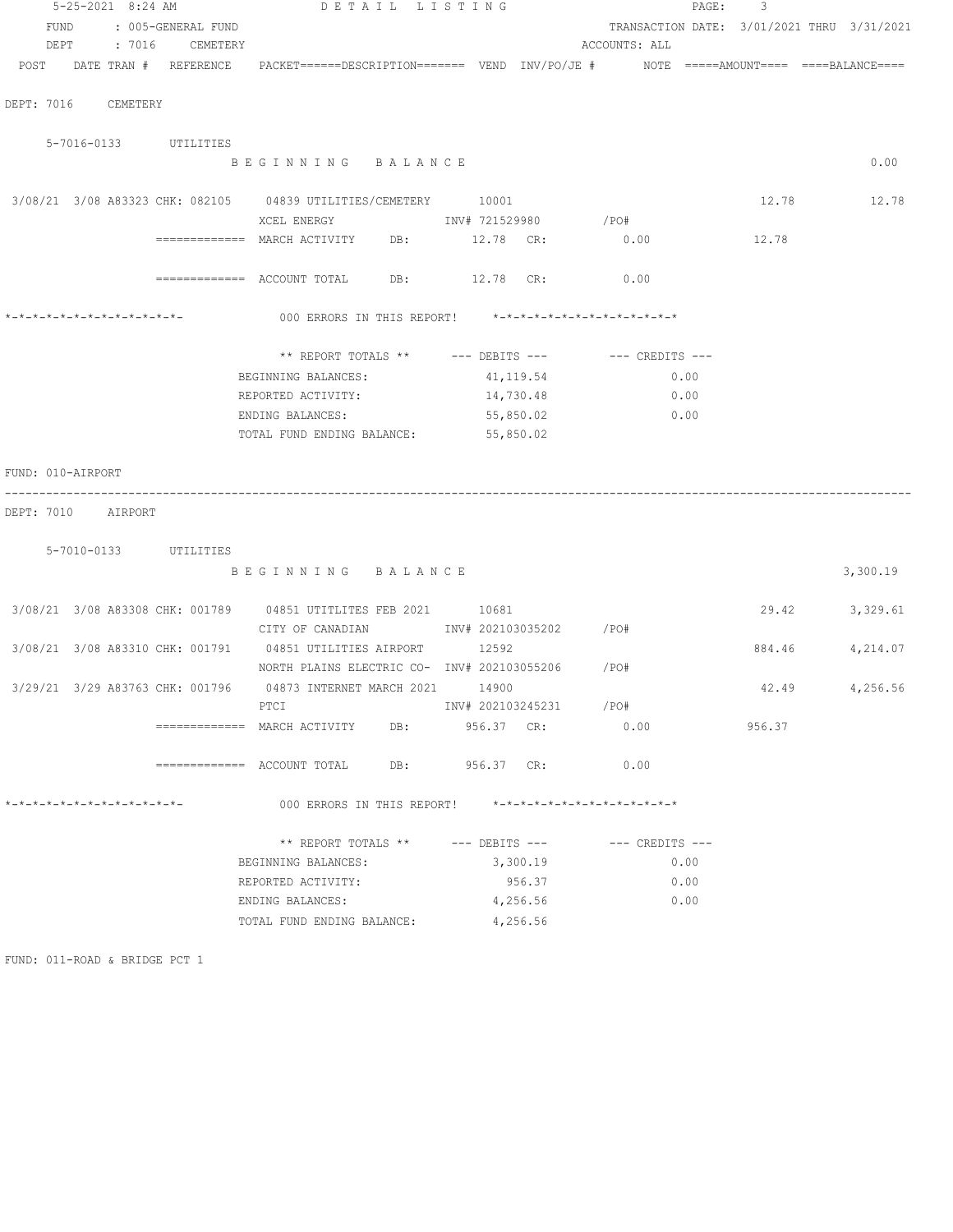5-25-2021 8:24 AM — DETAIL LISTING

FUND : 005-GENERAL FUND — TRANSACTION DATE: 3/01/2021 THRU 3/31/2021

DEPT : 7016 CEMETERY — ACCOUNTS: ALL

| POST | DATE | TRAN # | REFERENCE | PACKET | DESCRIPTION | VEND | INV/PO/JE # | NOTE | AMOUNT | BALANCE |
|---|---|---|---|---|---|---|---|---|---|---|

DEPT: 7016 CEMETERY

5-7016-0133 UTILITIES

BEGINNING BALANCE — 0.00

| POST | DATE | TRAN # | REFERENCE | PACKET | DESCRIPTION | VEND | INV/PO/JE # | AMOUNT | BALANCE |
|---|---|---|---|---|---|---|---|---|---|
| 3/08/21 | 3/08 | A83323 | CHK: 082105 | 04839 | UTILITIES/CEMETERY | 10001 | | 12.78 | 12.78 |
| | | | | | XCEL ENERGY | | INV# 721529980 /PO# | | |

============= MARCH ACTIVITY DB: 12.78 CR: 0.00 — 12.78

============= ACCOUNT TOTAL DB: 12.78 CR: 0.00

*-*-*-*-*-*-*-*-*-*-*-*-*- 000 ERRORS IN THIS REPORT! *-*-*-*-*-*-*-*-*-*-*-*-*-*

| ** REPORT TOTALS ** | --- DEBITS --- | --- CREDITS --- |
|---|---|---|
| BEGINNING BALANCES: | 41,119.54 | 0.00 |
| REPORTED ACTIVITY: | 14,730.48 | 0.00 |
| ENDING BALANCES: | 55,850.02 | 0.00 |
| TOTAL FUND ENDING BALANCE: | 55,850.02 | |

FUND: 010-AIRPORT

DEPT: 7010 AIRPORT

5-7010-0133 UTILITIES

BEGINNING BALANCE — 3,300.19

| POST | DATE | TRAN # | REFERENCE | PACKET | DESCRIPTION | VEND | INV/PO/JE # | AMOUNT | BALANCE |
|---|---|---|---|---|---|---|---|---|---|
| 3/08/21 | 3/08 | A83308 | CHK: 001789 | 04851 | UTITLITES FEB 2021 | 10681 | | 29.42 | 3,329.61 |
| | | | | | CITY OF CANADIAN | | INV# 202103035202 /PO# | | |
| 3/08/21 | 3/08 | A83310 | CHK: 001791 | 04851 | UTILITIES AIRPORT | 12592 | | 884.46 | 4,214.07 |
| | | | | | NORTH PLAINS ELECTRIC CO- | | INV# 202103055206 /PO# | | |
| 3/29/21 | 3/29 | A83763 | CHK: 001796 | 04873 | INTERNET MARCH 2021 | 14900 | | 42.49 | 4,256.56 |
| | | | | | PTCI | | INV# 202103245231 /PO# | | |

============= MARCH ACTIVITY DB: 956.37 CR: 0.00 — 956.37

============= ACCOUNT TOTAL DB: 956.37 CR: 0.00

*-*-*-*-*-*-*-*-*-*-*-*-*- 000 ERRORS IN THIS REPORT! *-*-*-*-*-*-*-*-*-*-*-*-*-*

| ** REPORT TOTALS ** | --- DEBITS --- | --- CREDITS --- |
|---|---|---|
| BEGINNING BALANCES: | 3,300.19 | 0.00 |
| REPORTED ACTIVITY: | 956.37 | 0.00 |
| ENDING BALANCES: | 4,256.56 | 0.00 |
| TOTAL FUND ENDING BALANCE: | 4,256.56 | |

FUND: 011-ROAD & BRIDGE PCT 1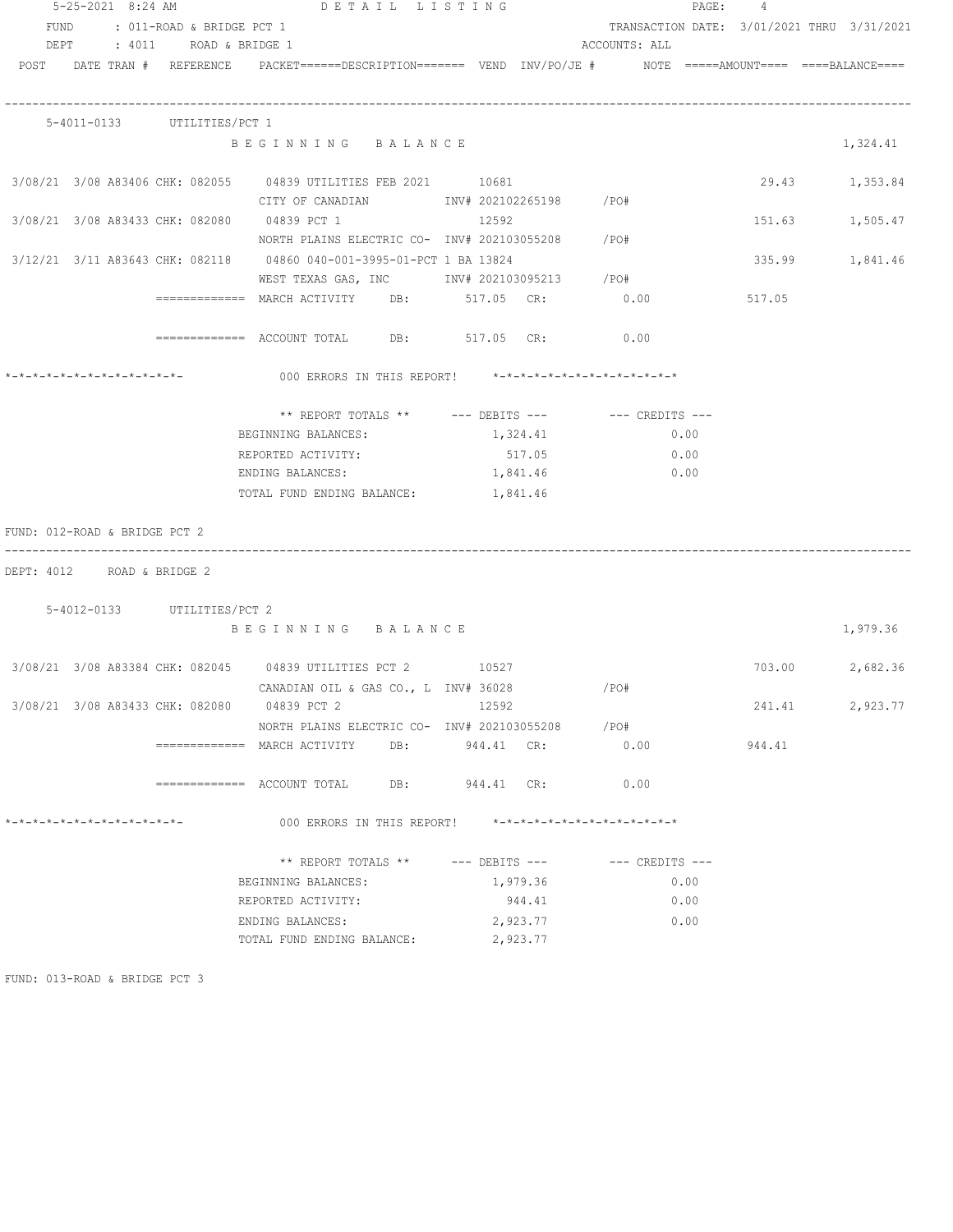5-25-2021 8:24 AM — DETAIL LISTING

FUND : 011-ROAD & BRIDGE PCT 1 — TRANSACTION DATE: 3/01/2021 THRU 3/31/2021

DEPT : 4011 ROAD & BRIDGE 1 — ACCOUNTS: ALL

| POST | DATE | TRAN # | REFERENCE | PACKET/DESCRIPTION | VEND | INV/PO/JE # | NOTE | AMOUNT | BALANCE |
|---|---|---|---|---|---|---|---|---|---|

**5-4011-0133 UTILITIES/PCT 1**

| POST | DATE | TRAN # | REFERENCE | PACKET/DESCRIPTION | VEND | INV/PO/JE # | NOTE | AMOUNT | BALANCE |
|---|---|---|---|---|---|---|---|---|---|
| | | | | BEGINNING BALANCE | | | | | 1,324.41 |
| 3/08/21 | 3/08 | A83406 | CHK: 082055 | 04839 UTILITIES FEB 2021 — CITY OF CANADIAN | 10681 | INV# 202102265198 /PO# | | 29.43 | 1,353.84 |
| 3/08/21 | 3/08 | A83433 | CHK: 082080 | 04839 PCT 1 — NORTH PLAINS ELECTRIC CO- | 12592 | INV# 202103055208 /PO# | | 151.63 | 1,505.47 |
| 3/12/21 | 3/11 | A83643 | CHK: 082118 | 04860 040-001-3995-01-PCT 1 BA — WEST TEXAS GAS, INC | 13824 | INV# 202103095213 /PO# | | 335.99 | 1,841.46 |

============= MARCH ACTIVITY DB: 517.05 CR: 0.00 517.05

============= ACCOUNT TOTAL DB: 517.05 CR: 0.00

*-*-*-*-*-*-*-*-*-*-*- 000 ERRORS IN THIS REPORT! *-*-*-*-*-*-*-*-*-*-*-*

| ** REPORT TOTALS ** | --- DEBITS --- | --- CREDITS --- |
|---|---|---|
| BEGINNING BALANCES: | 1,324.41 | 0.00 |
| REPORTED ACTIVITY: | 517.05 | 0.00 |
| ENDING BALANCES: | 1,841.46 | 0.00 |
| TOTAL FUND ENDING BALANCE: | 1,841.46 | |

FUND: 012-ROAD & BRIDGE PCT 2

DEPT: 4012 ROAD & BRIDGE 2

**5-4012-0133 UTILITIES/PCT 2**

| POST | DATE | TRAN # | REFERENCE | PACKET/DESCRIPTION | VEND | INV/PO/JE # | NOTE | AMOUNT | BALANCE |
|---|---|---|---|---|---|---|---|---|---|
| | | | | BEGINNING BALANCE | | | | | 1,979.36 |
| 3/08/21 | 3/08 | A83384 | CHK: 082045 | 04839 UTILITIES PCT 2 — CANADIAN OIL & GAS CO., L | 10527 | INV# 36028 /PO# | | 703.00 | 2,682.36 |
| 3/08/21 | 3/08 | A83433 | CHK: 082080 | 04839 PCT 2 — NORTH PLAINS ELECTRIC CO- | 12592 | INV# 202103055208 /PO# | | 241.41 | 2,923.77 |

============= MARCH ACTIVITY DB: 944.41 CR: 0.00 944.41

============= ACCOUNT TOTAL DB: 944.41 CR: 0.00

*-*-*-*-*-*-*-*-*-*-*- 000 ERRORS IN THIS REPORT! *-*-*-*-*-*-*-*-*-*-*-*

| ** REPORT TOTALS ** | --- DEBITS --- | --- CREDITS --- |
|---|---|---|
| BEGINNING BALANCES: | 1,979.36 | 0.00 |
| REPORTED ACTIVITY: | 944.41 | 0.00 |
| ENDING BALANCES: | 2,923.77 | 0.00 |
| TOTAL FUND ENDING BALANCE: | 2,923.77 | |

FUND: 013-ROAD & BRIDGE PCT 3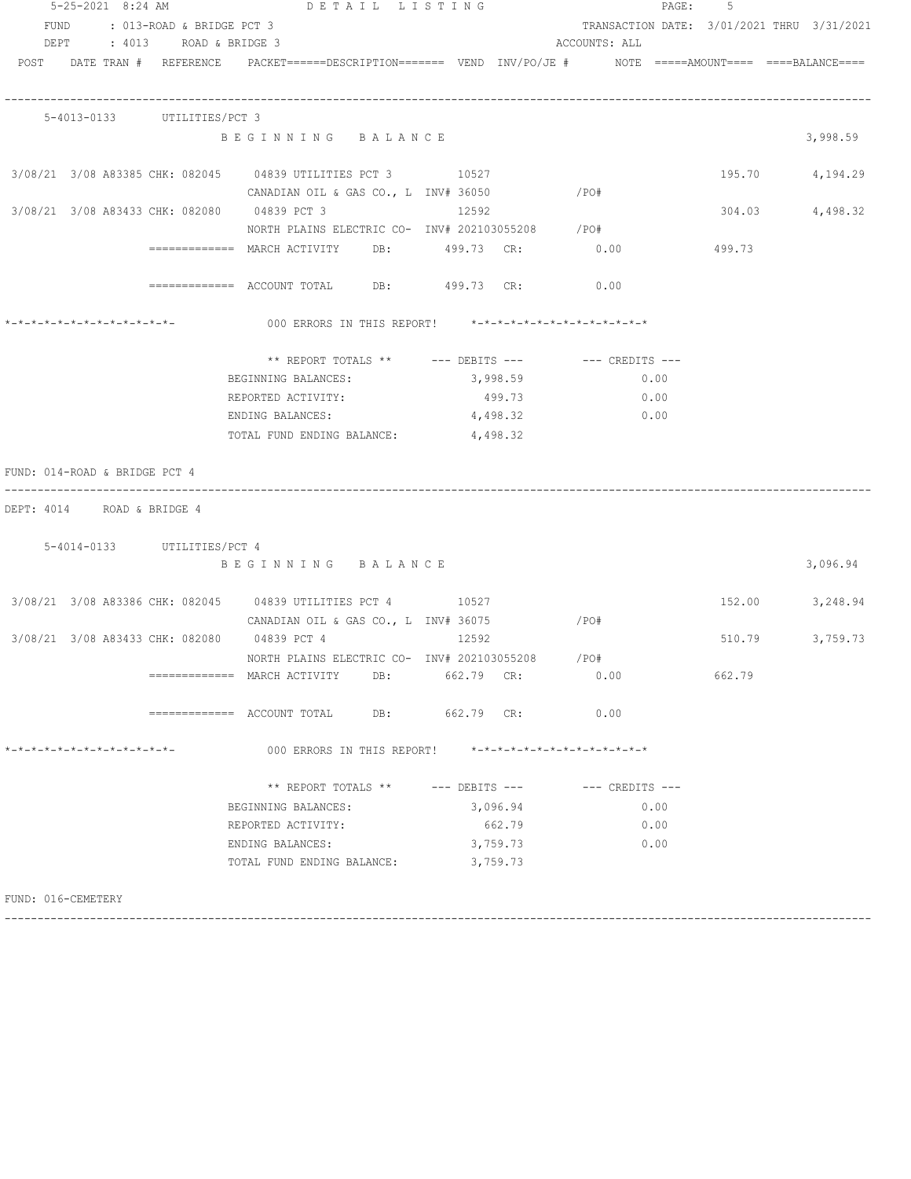5-25-2021 8:24 AM DETAIL LISTING

FUND : 013-ROAD & BRIDGE PCT 3 — TRANSACTION DATE: 3/01/2021 THRU 3/31/2021

DEPT : 4013 ROAD & BRIDGE 3 — ACCOUNTS: ALL

| POST | DATE | TRAN # | REFERENCE | PACKET | DESCRIPTION | VEND | INV/PO/JE # | NOTE | AMOUNT | BALANCE |
|---|---|---|---|---|---|---|---|---|---|---|
| **5-4013-0133** | | | | | **UTILITIES/PCT 3** | | | | | |
| | | | | | BEGINNING BALANCE | | | | | 3,998.59 |
| 3/08/21 | 3/08 | A83385 | CHK: 082045 | 04839 | UTILITIES PCT 3 | 10527 | | | 195.70 | 4,194.29 |
| | | | | | CANADIAN OIL & GAS CO., L | | INV# 36050 /PO# | | | |
| 3/08/21 | 3/08 | A83433 | CHK: 082080 | 04839 | PCT 3 | 12592 | | | 304.03 | 4,498.32 |
| | | | | | NORTH PLAINS ELECTRIC CO- | | INV# 202103055208 /PO# | | | |
| | | | | | ============= MARCH ACTIVITY DB: 499.73 CR: 0.00 | | | | 499.73 | |
| | | | | | ============= ACCOUNT TOTAL DB: 499.73 CR: 0.00 | | | | | |

*-*-*-*-*-*-*-*-*-*-*-*-*- 000 ERRORS IN THIS REPORT! *-*-*-*-*-*-*-*-*-*-*-*-*-*

| ** REPORT TOTALS ** | --- DEBITS --- | --- CREDITS --- |
|---|---|---|
| BEGINNING BALANCES: | 3,998.59 | 0.00 |
| REPORTED ACTIVITY: | 499.73 | 0.00 |
| ENDING BALANCES: | 4,498.32 | 0.00 |
| TOTAL FUND ENDING BALANCE: | 4,498.32 | |

FUND: 014-ROAD & BRIDGE PCT 4

DEPT: 4014 ROAD & BRIDGE 4

| POST | DATE | TRAN # | REFERENCE | PACKET | DESCRIPTION | VEND | INV/PO/JE # | NOTE | AMOUNT | BALANCE |
|---|---|---|---|---|---|---|---|---|---|---|
| **5-4014-0133** | | | | | **UTILITIES/PCT 4** | | | | | |
| | | | | | BEGINNING BALANCE | | | | | 3,096.94 |
| 3/08/21 | 3/08 | A83386 | CHK: 082045 | 04839 | UTILITIES PCT 4 | 10527 | | | 152.00 | 3,248.94 |
| | | | | | CANADIAN OIL & GAS CO., L | | INV# 36075 /PO# | | | |
| 3/08/21 | 3/08 | A83433 | CHK: 082080 | 04839 | PCT 4 | 12592 | | | 510.79 | 3,759.73 |
| | | | | | NORTH PLAINS ELECTRIC CO- | | INV# 202103055208 /PO# | | | |
| | | | | | ============= MARCH ACTIVITY DB: 662.79 CR: 0.00 | | | | 662.79 | |
| | | | | | ============= ACCOUNT TOTAL DB: 662.79 CR: 0.00 | | | | | |

*-*-*-*-*-*-*-*-*-*-*-*-*- 000 ERRORS IN THIS REPORT! *-*-*-*-*-*-*-*-*-*-*-*-*-*

| ** REPORT TOTALS ** | --- DEBITS --- | --- CREDITS --- |
|---|---|---|
| BEGINNING BALANCES: | 3,096.94 | 0.00 |
| REPORTED ACTIVITY: | 662.79 | 0.00 |
| ENDING BALANCES: | 3,759.73 | 0.00 |
| TOTAL FUND ENDING BALANCE: | 3,759.73 | |

FUND: 016-CEMETERY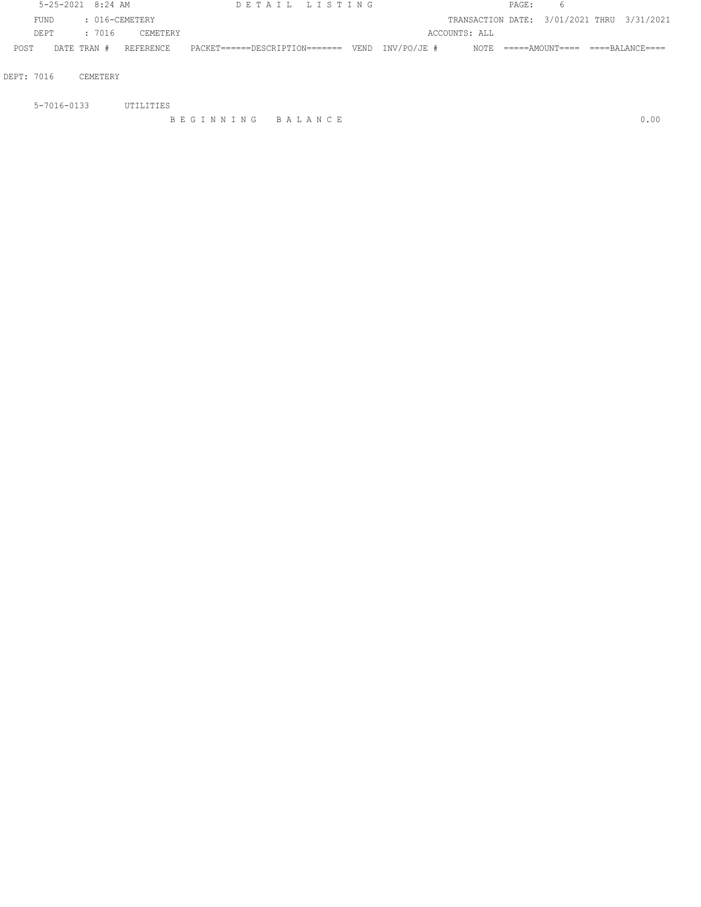DETAIL LISTING

FUND : 016-CEMETERY
DEPT : 7016 CEMETERY

TRANSACTION DATE: 3/01/2021 THRU 3/31/2021
ACCOUNTS: ALL

| POST DATE | TRAN # | REFERENCE | PACKET======DESCRIPTION======= | VEND | INV/PO/JE # | NOTE | =====AMOUNT==== | ====BALANCE==== |
|---|---|---|---|---|---|---|---|---|

DEPT: 7016 CEMETERY

5-7016-0133 UTILITIES

BEGINNING BALANCE 0.00